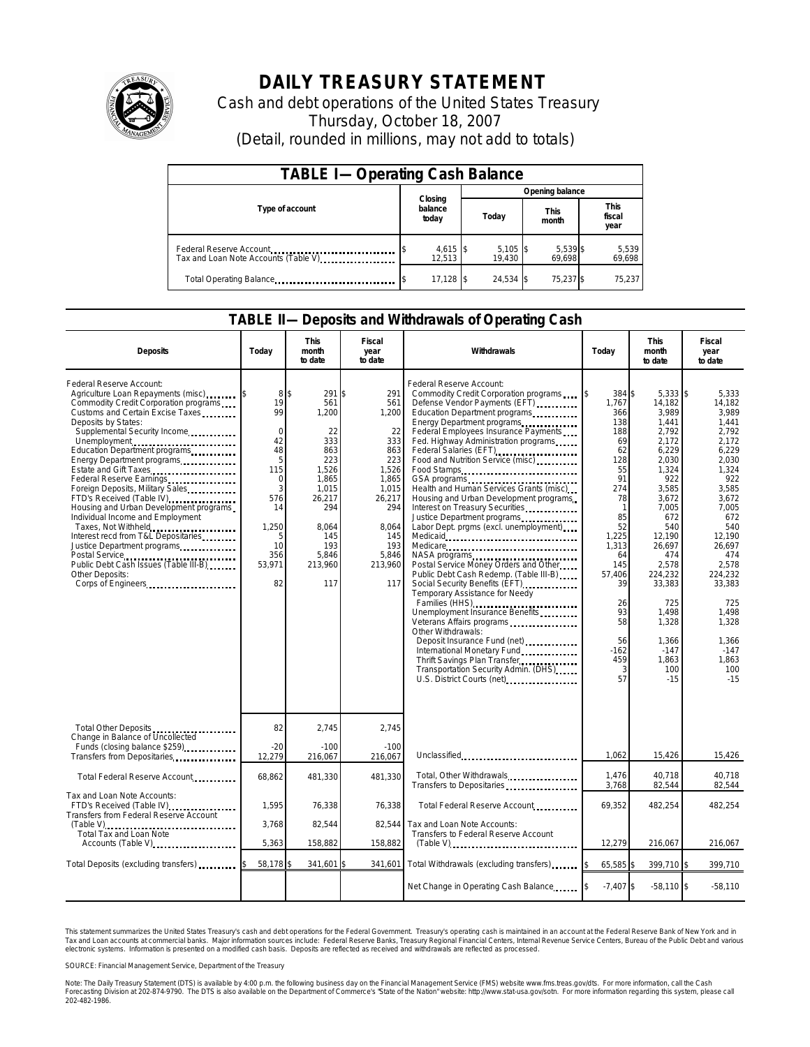# DAILY TREASURY STATEMENT

Cash and debt operations of the United States Treasury

Thursday, October 18, 2007

(Detail, rounded in millions, may not add to totals)

| TABLE I—Operating Cash Balance | | | | |
|---|---|---|---|---|
| Type of account | Closing balance today | Opening balance | | |
| | | Today | This month | This fiscal year |
| Federal Reserve Account | $ 4,615 | $ 5,105 | $ 5,539 | $ 5,539 |
| Tax and Loan Note Accounts (Table V) | 12,513 | 19,430 | 69,698 | 69,698 |
| Total Operating Balance | $ 17,128 | $ 24,534 | $ 75,237 | $ 75,237 |

## TABLE II—Deposits and Withdrawals of Operating Cash

| Deposits | Today | This month to date | Fiscal year to date | Withdrawals | Today | This month to date | Fiscal year to date |
|---|---|---|---|---|---|---|---|
| Federal Reserve Account: | | | | Federal Reserve Account: | | | |
| Agriculture Loan Repayments (misc) | $ 8 | $ 291 | $ 291 | Commodity Credit Corporation programs | $ 384 | $ 5,333 | $ 5,333 |
| Commodity Credit Corporation programs | 19 | 561 | 561 | Defense Vendor Payments (EFT) | 1,767 | 14,182 | 14,182 |
| Customs and Certain Excise Taxes | 99 | 1,200 | 1,200 | Education Department programs | 366 | 3,989 | 3,989 |
| Deposits by States: | | | | Energy Department programs | 138 | 1,441 | 1,441 |
| Supplemental Security Income | 0 | 22 | 22 | Federal Employees Insurance Payments | 188 | 2,792 | 2,792 |
| Unemployment | 42 | 333 | 333 | Fed. Highway Administration programs | 69 | 2,172 | 2,172 |
| Education Department programs | 48 | 863 | 863 | Federal Salaries (EFT) | 62 | 6,229 | 6,229 |
| Energy Department programs | 5 | 223 | 223 | Food and Nutrition Service (misc) | 128 | 2,030 | 2,030 |
| Estate and Gift Taxes | 115 | 1,526 | 1,526 | Food Stamps | 55 | 1,324 | 1,324 |
| Federal Reserve Earnings | 0 | 1,865 | 1,865 | GSA programs | 91 | 922 | 922 |
| Foreign Deposits, Military Sales | 3 | 1,015 | 1,015 | Health and Human Services Grants (misc) | 274 | 3,585 | 3,585 |
| FTD's Received (Table IV) | 576 | 26,217 | 26,217 | Housing and Urban Development programs | 78 | 3,672 | 3,672 |
| Housing and Urban Development programs | 14 | 294 | 294 | Interest on Treasury Securities | 1 | 7,005 | 7,005 |
| Individual Income and Employment | | | | Justice Department programs | 85 | 672 | 672 |
| Taxes, Not Withheld | 1,250 | 8,064 | 8,064 | Labor Dept. prgms (excl. unemployment) | 52 | 540 | 540 |
| Interest recd from T&L Depositaries | 5 | 145 | 145 | Medicaid | 1,225 | 12,190 | 12,190 |
| Justice Department programs | 10 | 193 | 193 | Medicare | 1,313 | 26,697 | 26,697 |
| Postal Service | 356 | 5,846 | 5,846 | NASA programs | 64 | 474 | 474 |
| Public Debt Cash Issues (Table III-B) | 53,971 | 213,960 | 213,960 | Postal Service Money Orders and Other | 145 | 2,578 | 2,578 |
| Other Deposits: | | | | Public Debt Cash Redemp. (Table III-B) | 57,406 | 224,232 | 224,232 |
| Corps of Engineers | 82 | 117 | 117 | Social Security Benefits (EFT) | 39 | 33,383 | 33,383 |
| | | | | Temporary Assistance for Needy Families (HHS) | 26 | 725 | 725 |
| | | | | Unemployment Insurance Benefits | 93 | 1,498 | 1,498 |
| | | | | Veterans Affairs programs | 58 | 1,328 | 1,328 |
| | | | | Other Withdrawals: | | | |
| | | | | Deposit Insurance Fund (net) | 56 | 1,366 | 1,366 |
| | | | | International Monetary Fund | -162 | -147 | -147 |
| | | | | Thrift Savings Plan Transfer | 459 | 1,863 | 1,863 |
| | | | | Transportation Security Admin. (DHS) | 3 | 100 | 100 |
| | | | | U.S. District Courts (net) | 57 | -15 | -15 |
| Total Other Deposits | 82 | 2,745 | 2,745 | | | | |
| Change in Balance of Uncollected Funds (closing balance $259) | -20 | -100 | -100 | | | | |
| Transfers from Depositaries | 12,279 | 216,067 | 216,067 | Unclassified | 1,062 | 15,426 | 15,426 |
| Total Federal Reserve Account | 68,862 | 481,330 | 481,330 | Total, Other Withdrawals | 1,476 | 40,718 | 40,718 |
| | | | | Transfers to Depositaries | 3,768 | 82,544 | 82,544 |
| Tax and Loan Note Accounts: | | | | Total Federal Reserve Account | 69,352 | 482,254 | 482,254 |
| FTD's Received (Table IV) | 1,595 | 76,338 | 76,338 | | | | |
| Transfers from Federal Reserve Account (Table V) | 3,768 | 82,544 | 82,544 | Tax and Loan Note Accounts: | | | |
| Total Tax and Loan Note Accounts (Table V) | 5,363 | 158,882 | 158,882 | Transfers to Federal Reserve Account (Table V) | 12,279 | 216,067 | 216,067 |
| Total Deposits (excluding transfers) | $ 58,178 | $ 341,601 | $ 341,601 | Total Withdrawals (excluding transfers) | $ 65,585 | $ 399,710 | $ 399,710 |
| | | | | Net Change in Operating Cash Balance | $ -7,407 | $ -58,110 | $ -58,110 |

This statement summarizes the United States Treasury's cash and debt operations for the Federal Government. Treasury's operating cash is maintained in an account at the Federal Reserve Bank of New York and in Tax and Loan accounts at commercial banks. Major information sources include: Federal Reserve Banks, Treasury Regional Financial Centers, Internal Revenue Service Centers, Bureau of the Public Debt and various electronic systems. Information is presented on a modified cash basis. Deposits are reflected as received and withdrawals are reflected as processed.

SOURCE: Financial Management Service, Department of the Treasury

Note: The Daily Treasury Statement (DTS) is available by 4:00 p.m. the following business day on the Financial Management Service (FMS) website www.fms.treas.gov/dts. For more information, call the Cash Forecasting Division at 202-874-9790. The DTS is also available on the Department of Commerce's "State of the Nation" website: http://www.stat-usa.gov/sotn. For more information regarding this system, please call 202-482-1986.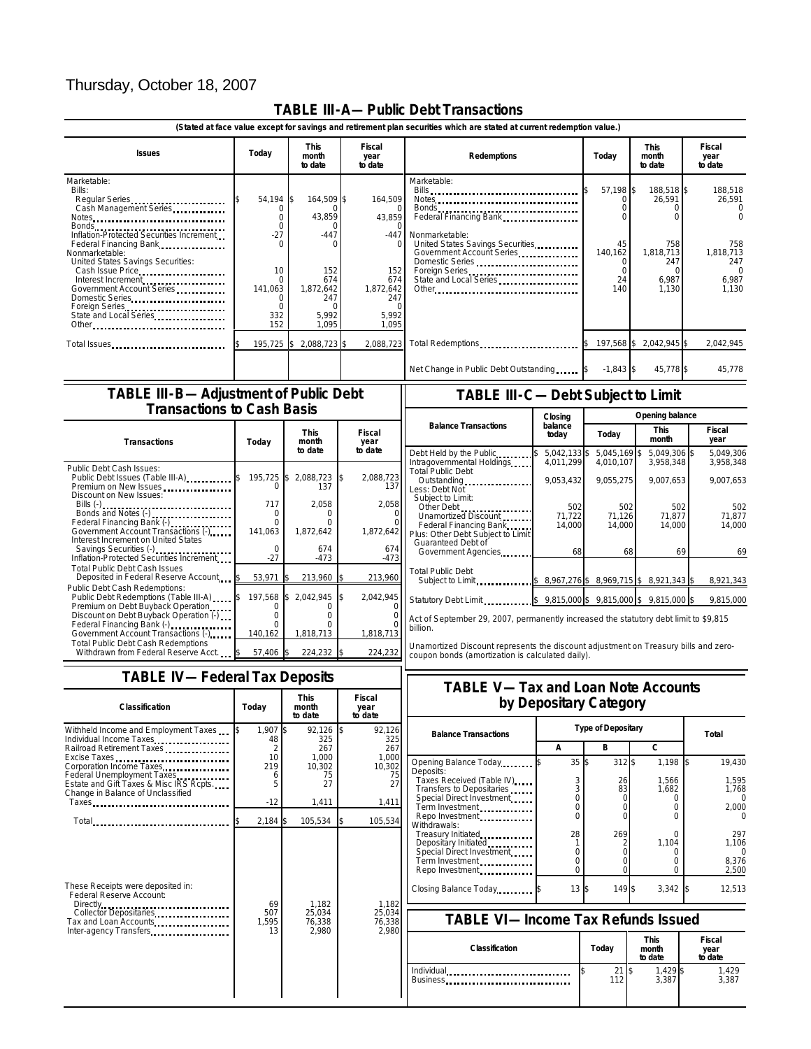Thursday, October 18, 2007

## TABLE III-A— Public Debt Transactions

(Stated at face value except for savings and retirement plan securities which are stated at current redemption value.)

| Issues | Today | This month to date | Fiscal year to date |
|---|---|---|---|
| Marketable: | | | |
| Bills: | | | |
| Regular Series | $ 54,194 | $ 164,509 | $ 164,509 |
| Cash Management Series | 0 | 0 | 0 |
| Notes | 0 | 43,859 | 43,859 |
| Bonds | 0 | 0 | 0 |
| Inflation-Protected Securities Increment | -27 | -447 | -447 |
| Federal Financing Bank | 0 | 0 | 0 |
| Nonmarketable: | | | |
| United States Savings Securities: | | | |
| Cash Issue Price | 10 | 152 | 152 |
| Interest Increment | 0 | 674 | 674 |
| Government Account Series | 141,063 | 1,872,642 | 1,872,642 |
| Domestic Series | 0 | 247 | 247 |
| Foreign Series | 0 | 0 | 0 |
| State and Local Series | 332 | 5,992 | 5,992 |
| Other | 152 | 1,095 | 1,095 |
| Total Issues | $ 195,725 | $ 2,088,723 | $ 2,088,723 |

| Redemptions | Today | This month to date | Fiscal year to date |
|---|---|---|---|
| Marketable: | | | |
| Bills | $ 57,198 | $ 188,518 | $ 188,518 |
| Notes | 0 | 26,591 | 26,591 |
| Bonds | 0 | 0 | 0 |
| Federal Financing Bank | 0 | 0 | 0 |
| Nonmarketable: | | | |
| United States Savings Securities | 45 | 758 | 758 |
| Government Account Series | 140,162 | 1,818,713 | 1,818,713 |
| Domestic Series | 0 | 247 | 247 |
| Foreign Series | 0 | 0 | 0 |
| State and Local Series | 24 | 6,987 | 6,987 |
| Other | 140 | 1,130 | 1,130 |
| Total Redemptions | $ 197,568 | $ 2,042,945 | $ 2,042,945 |
| Net Change in Public Debt Outstanding | $ -1,843 | $ 45,778 | $ 45,778 |

## TABLE III-B— Adjustment of Public Debt Transactions to Cash Basis

| Transactions | Today | This month to date | Fiscal year to date |
|---|---|---|---|
| Public Debt Cash Issues: | | | |
| Public Debt Issues (Table III-A) | $ 195,725 | $ 2,088,723 | $ 2,088,723 |
| Premium on New Issues | 0 | 137 | 137 |
| Discount on New Issues: | | | |
| Bills (-) | 717 | 2,058 | 2,058 |
| Bonds and Notes (-) | 0 | 0 | 0 |
| Federal Financing Bank (-) | 0 | 0 | 0 |
| Government Account Transactions (-) | 141,063 | 1,872,642 | 1,872,642 |
| Interest Increment on United States Savings Securities (-) | 0 | 674 | 674 |
| Inflation-Protected Securities Increment | -27 | -473 | -473 |
| Total Public Debt Cash Issues Deposited in Federal Reserve Account | $ 53,971 | $ 213,960 | $ 213,960 |
| Public Debt Cash Redemptions: | | | |
| Public Debt Redemptions (Table III-A) | $ 197,568 | $ 2,042,945 | $ 2,042,945 |
| Premium on Debt Buyback Operation | 0 | 0 | 0 |
| Discount on Debt Buyback Operation (-) | 0 | 0 | 0 |
| Federal Financing Bank (-) | 0 | 0 | 0 |
| Government Account Transactions (-) | 140,162 | 1,818,713 | 1,818,713 |
| Total Public Debt Cash Redemptions Withdrawn from Federal Reserve Acct. | $ 57,406 | $ 224,232 | $ 224,232 |

## TABLE III-C— Debt Subject to Limit

| Balance Transactions | Closing balance today | Opening balance Today | Opening balance This month | Opening balance Fiscal year |
|---|---|---|---|---|
| Debt Held by the Public | $ 5,042,133 | $ 5,045,169 | $ 5,049,306 | $ 5,049,306 |
| Intragovernmental Holdings | 4,011,299 | 4,010,107 | 3,958,348 | 3,958,348 |
| Total Public Debt Outstanding | 9,053,432 | 9,055,275 | 9,007,653 | 9,007,653 |
| Less: Debt Not Subject to Limit: | | | | |
| Other Debt | 502 | 502 | 502 | 502 |
| Unamortized Discount | 71,722 | 71,126 | 71,877 | 71,877 |
| Federal Financing Bank | 14,000 | 14,000 | 14,000 | 14,000 |
| Plus: Other Debt Subject to Limit | | | | |
| Guaranteed Debt of Government Agencies | 68 | 68 | 69 | 69 |
| Total Public Debt Subject to Limit | $ 8,967,276 | $ 8,969,715 | $ 8,921,343 | $ 8,921,343 |
| Statutory Debt Limit | $ 9,815,000 | $ 9,815,000 | $ 9,815,000 | $ 9,815,000 |

Act of September 29, 2007, permanently increased the statutory debt limit to $9,815 billion.

Unamortized Discount represents the discount adjustment on Treasury bills and zero-coupon bonds (amortization is calculated daily).

## TABLE IV— Federal Tax Deposits

| Classification | Today | This month to date | Fiscal year to date |
|---|---|---|---|
| Withheld Income and Employment Taxes | $ 1,907 | $ 92,126 | $ 92,126 |
| Individual Income Taxes | 48 | 325 | 325 |
| Railroad Retirement Taxes | 2 | 267 | 267 |
| Excise Taxes | 10 | 1,000 | 1,000 |
| Corporation Income Taxes | 219 | 10,302 | 10,302 |
| Federal Unemployment Taxes | 6 | 75 | 75 |
| Estate and Gift Taxes & Misc IRS Rcpts. | 5 | 27 | 27 |
| Change in Balance of Unclassified Taxes | -12 | 1,411 | 1,411 |
| Total | $ 2,184 | $ 105,534 | $ 105,534 |
| These Receipts were deposited in: | | | |
| Federal Reserve Account: | | | |
| Directly | 69 | 1,182 | 1,182 |
| Collector Depositaries | 507 | 25,034 | 25,034 |
| Tax and Loan Accounts | 1,595 | 76,338 | 76,338 |
| Inter-agency Transfers | 13 | 2,980 | 2,980 |

## TABLE V— Tax and Loan Note Accounts by Depositary Category

| Balance Transactions | Type of Depositary A | Type of Depositary B | Type of Depositary C | Total |
|---|---|---|---|---|
| Opening Balance Today | $ 35 | $ 312 | $ 1,198 | $ 19,430 |
| Deposits: | | | | |
| Taxes Received (Table IV) | 3 | 26 | 1,566 | 1,595 |
| Transfers to Depositaries | 3 | 83 | 1,682 | 1,768 |
| Special Direct Investment | 0 | 0 | 0 | 0 |
| Term Investment | 0 | 0 | 0 | 2,000 |
| Repo Investment | 0 | 0 | 0 | 0 |
| Withdrawals: | | | | |
| Treasury Initiated | 28 | 269 | 0 | 297 |
| Depositary Initiated | 1 | 2 | 1,104 | 1,106 |
| Special Direct Investment | 0 | 0 | 0 | 0 |
| Term Investment | 0 | 0 | 0 | 8,376 |
| Repo Investment | 0 | 0 | 0 | 2,500 |
| Closing Balance Today | $ 13 | $ 149 | $ 3,342 | $ 12,513 |

## TABLE VI— Income Tax Refunds Issued

| Classification | Today | This month to date | Fiscal year to date |
|---|---|---|---|
| Individual | $ 21 | $ 1,429 | $ 1,429 |
| Business | 112 | 3,387 | 3,387 |